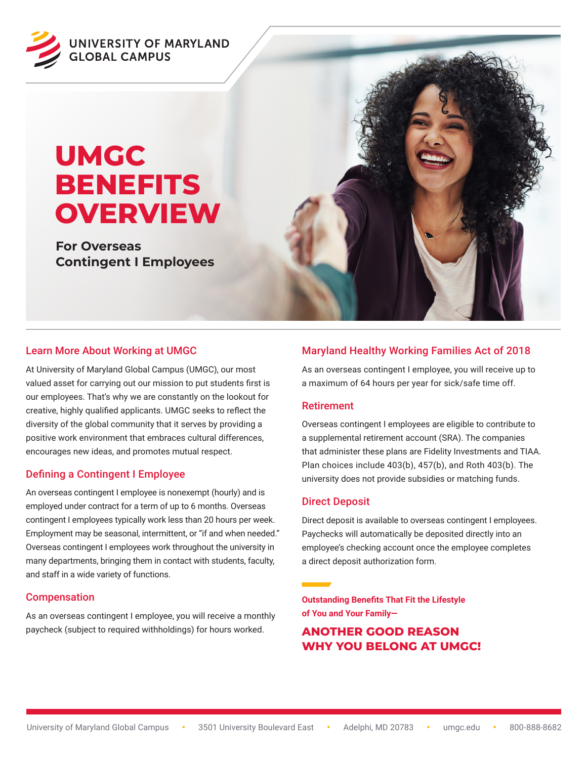UNIVERSITY OF MARYLAND GLOBAL CAMPUS

# UMGC BENEFITS OVERVIEW

**For Overseas Contingent I Employees**

## Learn More About Working at UMGC

At University of Maryland Global Campus (UMGC), our most valued asset for carrying out our mission to put students first is our employees. That's why we are constantly on the lookout for creative, highly qualified applicants. UMGC seeks to reflect the diversity of the global community that it serves by providing a positive work environment that embraces cultural differences, encourages new ideas, and promotes mutual respect.

## Defining a Contingent I Employee

An overseas contingent I employee is nonexempt (hourly) and is employed under contract for a term of up to 6 months. Overseas contingent I employees typically work less than 20 hours per week. Employment may be seasonal, intermittent, or "if and when needed." Overseas contingent I employees work throughout the university in many departments, bringing them in contact with students, faculty, and staff in a wide variety of functions.

## Compensation

As an overseas contingent I employee, you will receive a monthly paycheck (subject to required withholdings) for hours worked.

## Maryland Healthy Working Families Act of 2018

As an overseas contingent I employee, you will receive up to a maximum of 64 hours per year for sick/safe time off.

## Retirement

Overseas contingent I employees are eligible to contribute to a supplemental retirement account (SRA). The companies that administer these plans are Fidelity Investments and TIAA. Plan choices include 403(b), 457(b), and Roth 403(b). The university does not provide subsidies or matching funds.

## Direct Deposit

Direct deposit is available to overseas contingent I employees. Paychecks will automatically be deposited directly into an employee's checking account once the employee completes a direct deposit authorization form.

**Outstanding Benefits That Fit the Lifestyle of You and Your Family—**

**ANOTHER GOOD REASON WHY YOU BELONG AT UMGC!**

University of Maryland Global Campus • 3501 University Boulevard East • Adelphi, MD 20783 • umgc.edu • 800-888-8682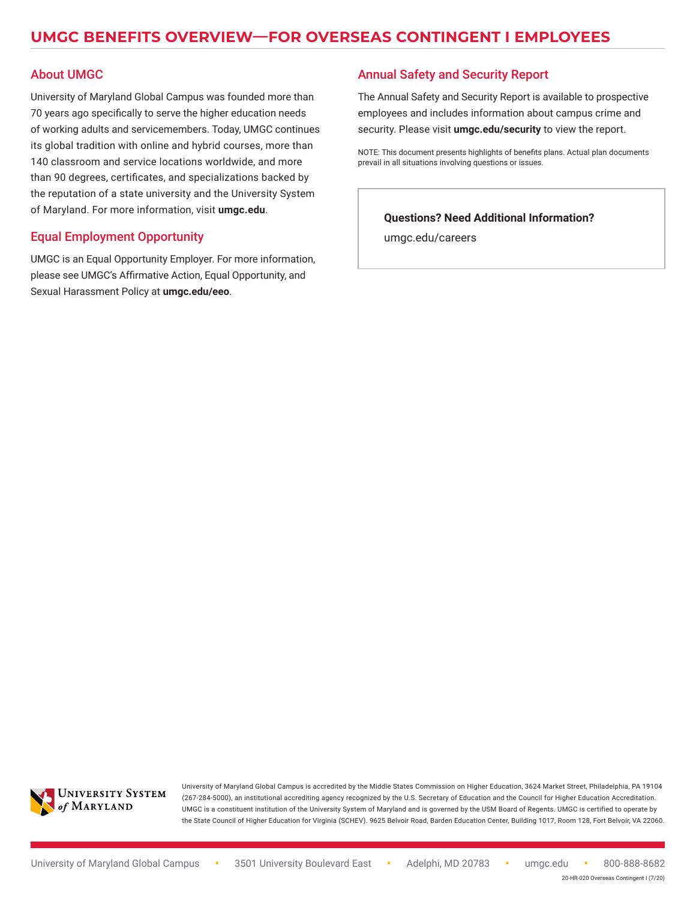## About UMGC

University of Maryland Global Campus was founded more than 70 years ago specifically to serve the higher education needs of working adults and servicemembers. Today, UMGC continues its global tradition with online and hybrid courses, more than 140 classroom and service locations worldwide, and more than 90 degrees, certificates, and specializations backed by the reputation of a state university and the University System of Maryland. For more information, visit **umgc.edu**.

## Equal Employment Opportunity

UMGC is an Equal Opportunity Employer. For more information, please see UMGC's Affirmative Action, Equal Opportunity, and Sexual Harassment Policy at **umgc.edu/eeo**.

## Annual Safety and Security Report

The Annual Safety and Security Report is available to prospective employees and includes information about campus crime and security. Please visit **umgc.edu/security** to view the report.

NOTE: This document presents highlights of benefits plans. Actual plan documents prevail in all situations involving questions or issues.

**Questions? Need Additional Information?**

umgc.edu/careers

University System of Maryland

University of Maryland Global Campus is accredited by the Middle States Commission on Higher Education, 3624 Market Street, Philadelphia, PA 19104 (267-284-5000), an institutional accrediting agency recognized by the U.S. Secretary of Education and the Council for Higher Education Accreditation. UMGC is a constituent institution of the University System of Maryland and is governed by the USM Board of Regents. UMGC is certified to operate by the State Council of Higher Education for Virginia (SCHEV). 9625 Belvoir Road, Barden Education Center, Building 1017, Room 128, Fort Belvoir, VA 22060.

University of Maryland Global Campus • 3501 University Boulevard East • Adelphi, MD 20783 • umgc.edu • 800-888-8682

20-HR-020 Overseas Contingent I (7/20)